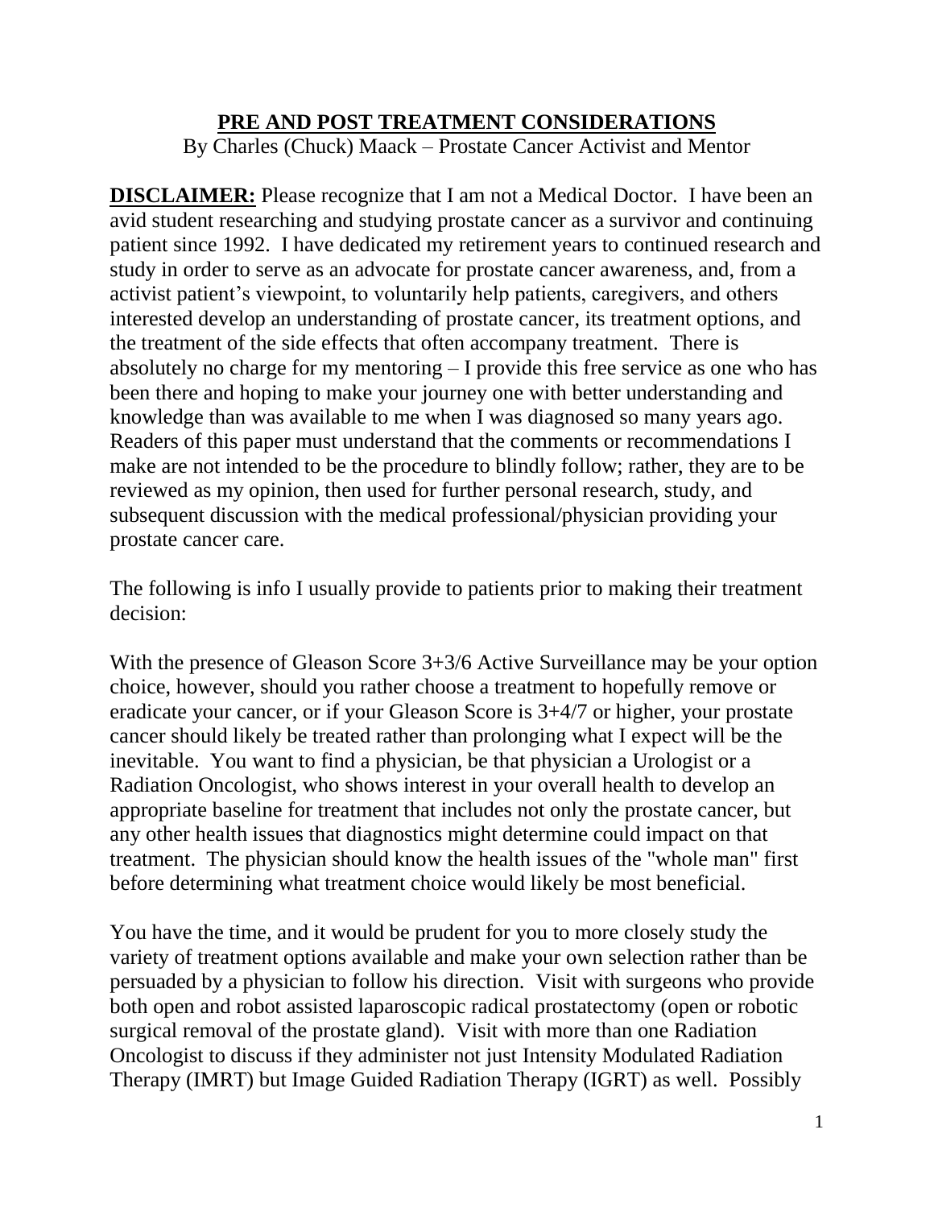# PRE AND POST TREATMENT CONSIDERATIONS

By Charles (Chuck) Maack – Prostate Cancer Activist and Mentor

**DISCLAIMER:** Please recognize that I am not a Medical Doctor. I have been an avid student researching and studying prostate cancer as a survivor and continuing patient since 1992. I have dedicated my retirement years to continued research and study in order to serve as an advocate for prostate cancer awareness, and, from a activist patient's viewpoint, to voluntarily help patients, caregivers, and others interested develop an understanding of prostate cancer, its treatment options, and the treatment of the side effects that often accompany treatment. There is absolutely no charge for my mentoring – I provide this free service as one who has been there and hoping to make your journey one with better understanding and knowledge than was available to me when I was diagnosed so many years ago. Readers of this paper must understand that the comments or recommendations I make are not intended to be the procedure to blindly follow; rather, they are to be reviewed as my opinion, then used for further personal research, study, and subsequent discussion with the medical professional/physician providing your prostate cancer care.

The following is info I usually provide to patients prior to making their treatment decision:

With the presence of Gleason Score 3+3/6 Active Surveillance may be your option choice, however, should you rather choose a treatment to hopefully remove or eradicate your cancer, or if your Gleason Score is 3+4/7 or higher, your prostate cancer should likely be treated rather than prolonging what I expect will be the inevitable. You want to find a physician, be that physician a Urologist or a Radiation Oncologist, who shows interest in your overall health to develop an appropriate baseline for treatment that includes not only the prostate cancer, but any other health issues that diagnostics might determine could impact on that treatment. The physician should know the health issues of the "whole man" first before determining what treatment choice would likely be most beneficial.

You have the time, and it would be prudent for you to more closely study the variety of treatment options available and make your own selection rather than be persuaded by a physician to follow his direction. Visit with surgeons who provide both open and robot assisted laparoscopic radical prostatectomy (open or robotic surgical removal of the prostate gland). Visit with more than one Radiation Oncologist to discuss if they administer not just Intensity Modulated Radiation Therapy (IMRT) but Image Guided Radiation Therapy (IGRT) as well. Possibly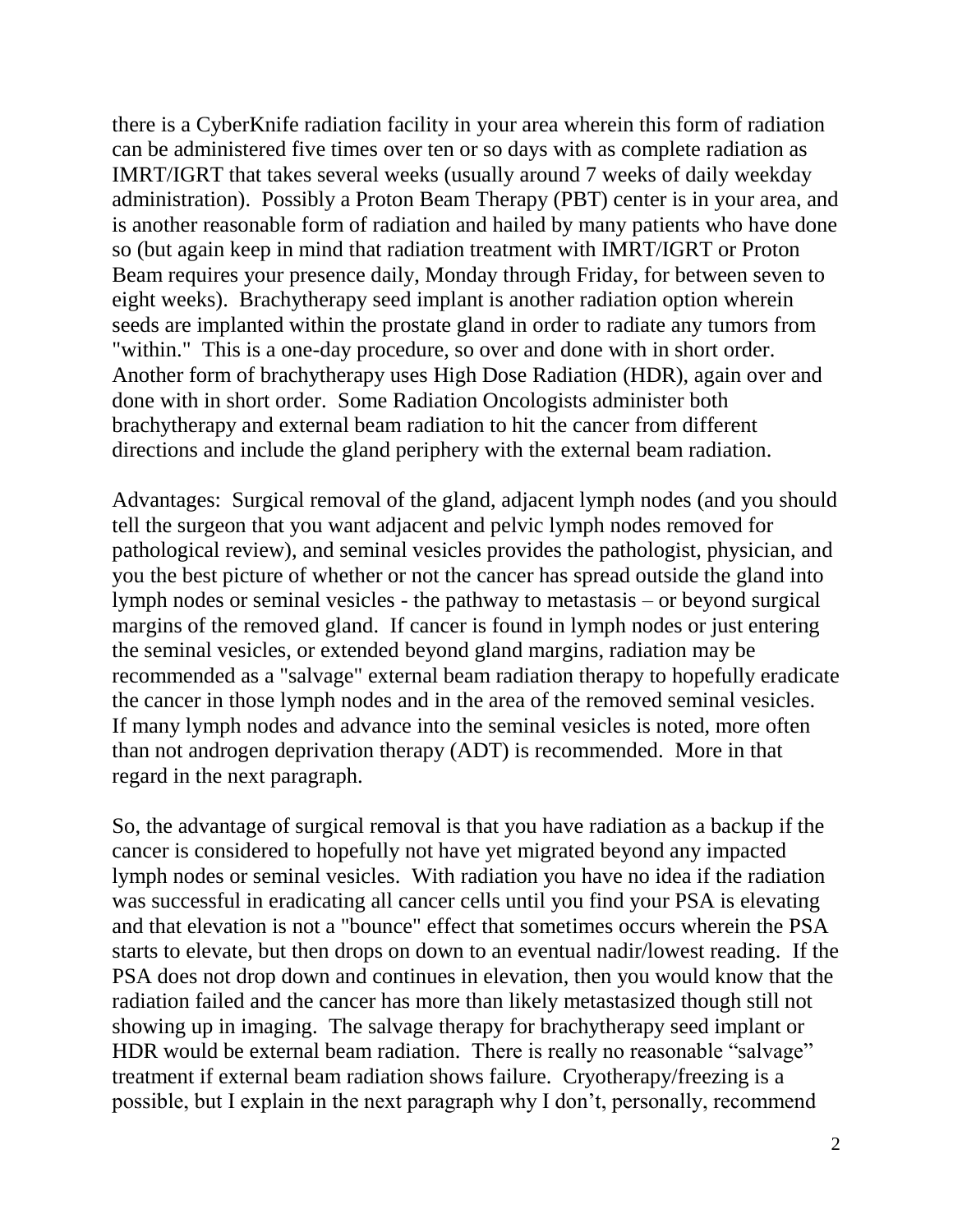there is a CyberKnife radiation facility in your area wherein this form of radiation can be administered five times over ten or so days with as complete radiation as IMRT/IGRT that takes several weeks (usually around 7 weeks of daily weekday administration). Possibly a Proton Beam Therapy (PBT) center is in your area, and is another reasonable form of radiation and hailed by many patients who have done so (but again keep in mind that radiation treatment with IMRT/IGRT or Proton Beam requires your presence daily, Monday through Friday, for between seven to eight weeks). Brachytherapy seed implant is another radiation option wherein seeds are implanted within the prostate gland in order to radiate any tumors from "within." This is a one-day procedure, so over and done with in short order. Another form of brachytherapy uses High Dose Radiation (HDR), again over and done with in short order. Some Radiation Oncologists administer both brachytherapy and external beam radiation to hit the cancer from different directions and include the gland periphery with the external beam radiation.

Advantages: Surgical removal of the gland, adjacent lymph nodes (and you should tell the surgeon that you want adjacent and pelvic lymph nodes removed for pathological review), and seminal vesicles provides the pathologist, physician, and you the best picture of whether or not the cancer has spread outside the gland into lymph nodes or seminal vesicles - the pathway to metastasis – or beyond surgical margins of the removed gland. If cancer is found in lymph nodes or just entering the seminal vesicles, or extended beyond gland margins, radiation may be recommended as a "salvage" external beam radiation therapy to hopefully eradicate the cancer in those lymph nodes and in the area of the removed seminal vesicles. If many lymph nodes and advance into the seminal vesicles is noted, more often than not androgen deprivation therapy (ADT) is recommended. More in that regard in the next paragraph.

So, the advantage of surgical removal is that you have radiation as a backup if the cancer is considered to hopefully not have yet migrated beyond any impacted lymph nodes or seminal vesicles. With radiation you have no idea if the radiation was successful in eradicating all cancer cells until you find your PSA is elevating and that elevation is not a "bounce" effect that sometimes occurs wherein the PSA starts to elevate, but then drops on down to an eventual nadir/lowest reading. If the PSA does not drop down and continues in elevation, then you would know that the radiation failed and the cancer has more than likely metastasized though still not showing up in imaging. The salvage therapy for brachytherapy seed implant or HDR would be external beam radiation. There is really no reasonable "salvage" treatment if external beam radiation shows failure. Cryotherapy/freezing is a possible, but I explain in the next paragraph why I don't, personally, recommend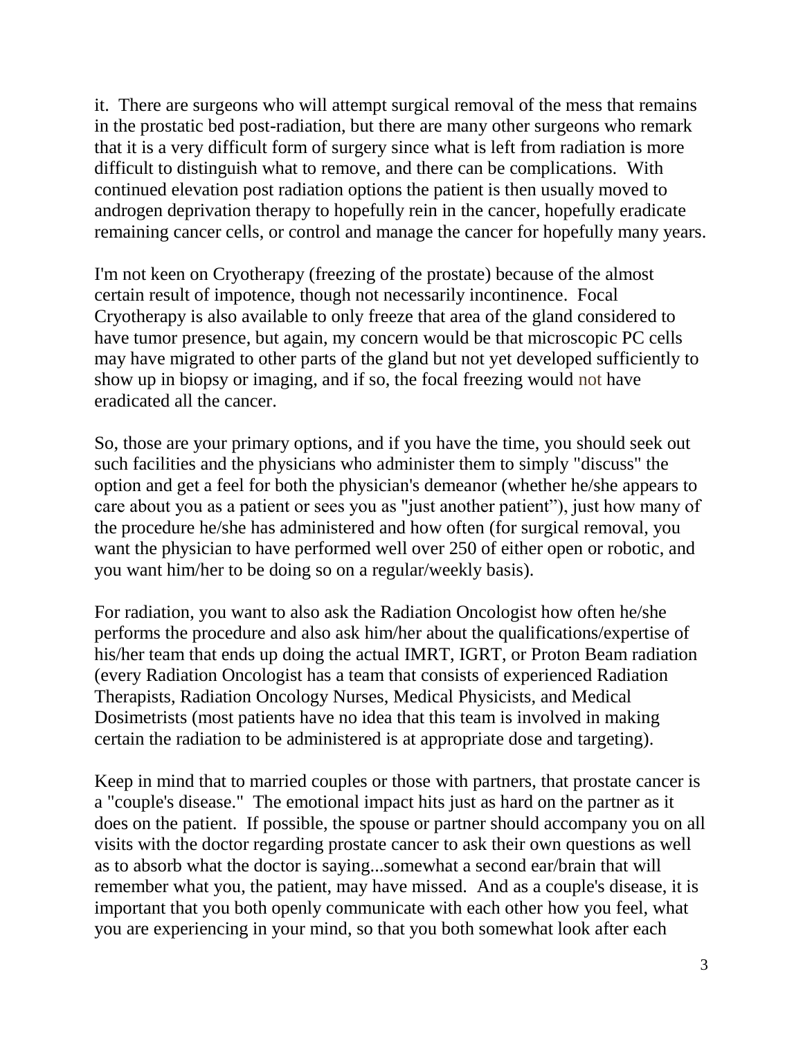it. There are surgeons who will attempt surgical removal of the mess that remains in the prostatic bed post-radiation, but there are many other surgeons who remark that it is a very difficult form of surgery since what is left from radiation is more difficult to distinguish what to remove, and there can be complications. With continued elevation post radiation options the patient is then usually moved to androgen deprivation therapy to hopefully rein in the cancer, hopefully eradicate remaining cancer cells, or control and manage the cancer for hopefully many years.

I'm not keen on Cryotherapy (freezing of the prostate) because of the almost certain result of impotence, though not necessarily incontinence. Focal Cryotherapy is also available to only freeze that area of the gland considered to have tumor presence, but again, my concern would be that microscopic PC cells may have migrated to other parts of the gland but not yet developed sufficiently to show up in biopsy or imaging, and if so, the focal freezing would not have eradicated all the cancer.

So, those are your primary options, and if you have the time, you should seek out such facilities and the physicians who administer them to simply "discuss" the option and get a feel for both the physician's demeanor (whether he/she appears to care about you as a patient or sees you as "just another patient"), just how many of the procedure he/she has administered and how often (for surgical removal, you want the physician to have performed well over 250 of either open or robotic, and you want him/her to be doing so on a regular/weekly basis).

For radiation, you want to also ask the Radiation Oncologist how often he/she performs the procedure and also ask him/her about the qualifications/expertise of his/her team that ends up doing the actual IMRT, IGRT, or Proton Beam radiation (every Radiation Oncologist has a team that consists of experienced Radiation Therapists, Radiation Oncology Nurses, Medical Physicists, and Medical Dosimetrists (most patients have no idea that this team is involved in making certain the radiation to be administered is at appropriate dose and targeting).

Keep in mind that to married couples or those with partners, that prostate cancer is a "couple's disease." The emotional impact hits just as hard on the partner as it does on the patient. If possible, the spouse or partner should accompany you on all visits with the doctor regarding prostate cancer to ask their own questions as well as to absorb what the doctor is saying...somewhat a second ear/brain that will remember what you, the patient, may have missed. And as a couple's disease, it is important that you both openly communicate with each other how you feel, what you are experiencing in your mind, so that you both somewhat look after each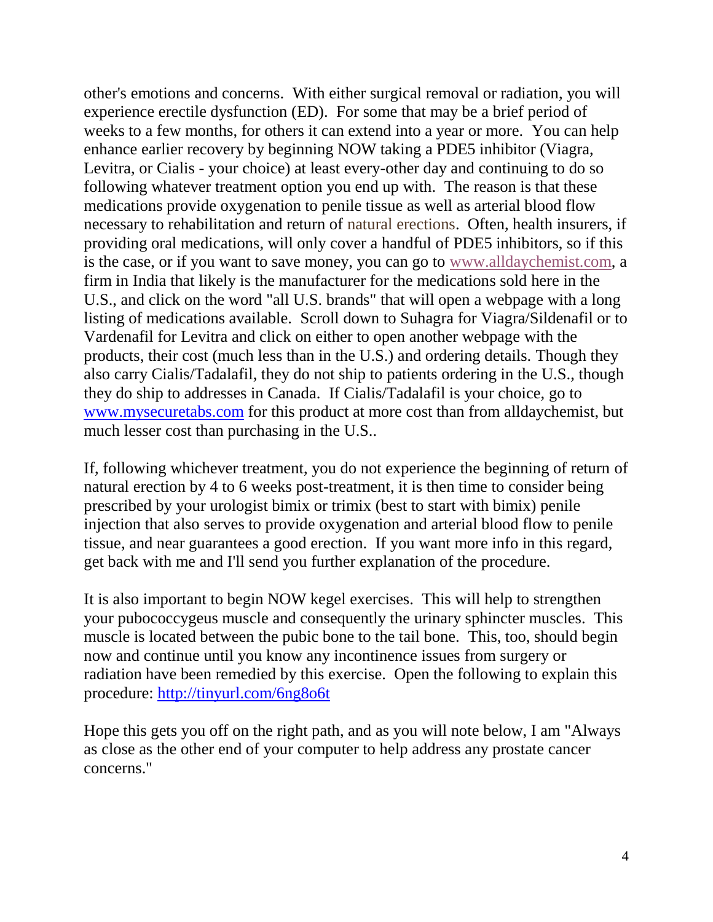other's emotions and concerns. With either surgical removal or radiation, you will experience erectile dysfunction (ED). For some that may be a brief period of weeks to a few months, for others it can extend into a year or more. You can help enhance earlier recovery by beginning NOW taking a PDE5 inhibitor (Viagra, Levitra, or Cialis - your choice) at least every-other day and continuing to do so following whatever treatment option you end up with. The reason is that these medications provide oxygenation to penile tissue as well as arterial blood flow necessary to rehabilitation and return of natural erections. Often, health insurers, if providing oral medications, will only cover a handful of PDE5 inhibitors, so if this is the case, or if you want to save money, you can go to www.alldaychemist.com, a firm in India that likely is the manufacturer for the medications sold here in the U.S., and click on the word "all U.S. brands" that will open a webpage with a long listing of medications available. Scroll down to Suhagra for Viagra/Sildenafil or to Vardenafil for Levitra and click on either to open another webpage with the products, their cost (much less than in the U.S.) and ordering details. Though they also carry Cialis/Tadalafil, they do not ship to patients ordering in the U.S., though they do ship to addresses in Canada. If Cialis/Tadalafil is your choice, go to www.mysecuretabs.com for this product at more cost than from alldaychemist, but much lesser cost than purchasing in the U.S..

If, following whichever treatment, you do not experience the beginning of return of natural erection by 4 to 6 weeks post-treatment, it is then time to consider being prescribed by your urologist bimix or trimix (best to start with bimix) penile injection that also serves to provide oxygenation and arterial blood flow to penile tissue, and near guarantees a good erection. If you want more info in this regard, get back with me and I'll send you further explanation of the procedure.

It is also important to begin NOW kegel exercises. This will help to strengthen your pubococcygeus muscle and consequently the urinary sphincter muscles. This muscle is located between the pubic bone to the tail bone. This, too, should begin now and continue until you know any incontinence issues from surgery or radiation have been remedied by this exercise. Open the following to explain this procedure: http://tinyurl.com/6ng8o6t

Hope this gets you off on the right path, and as you will note below, I am "Always as close as the other end of your computer to help address any prostate cancer concerns."